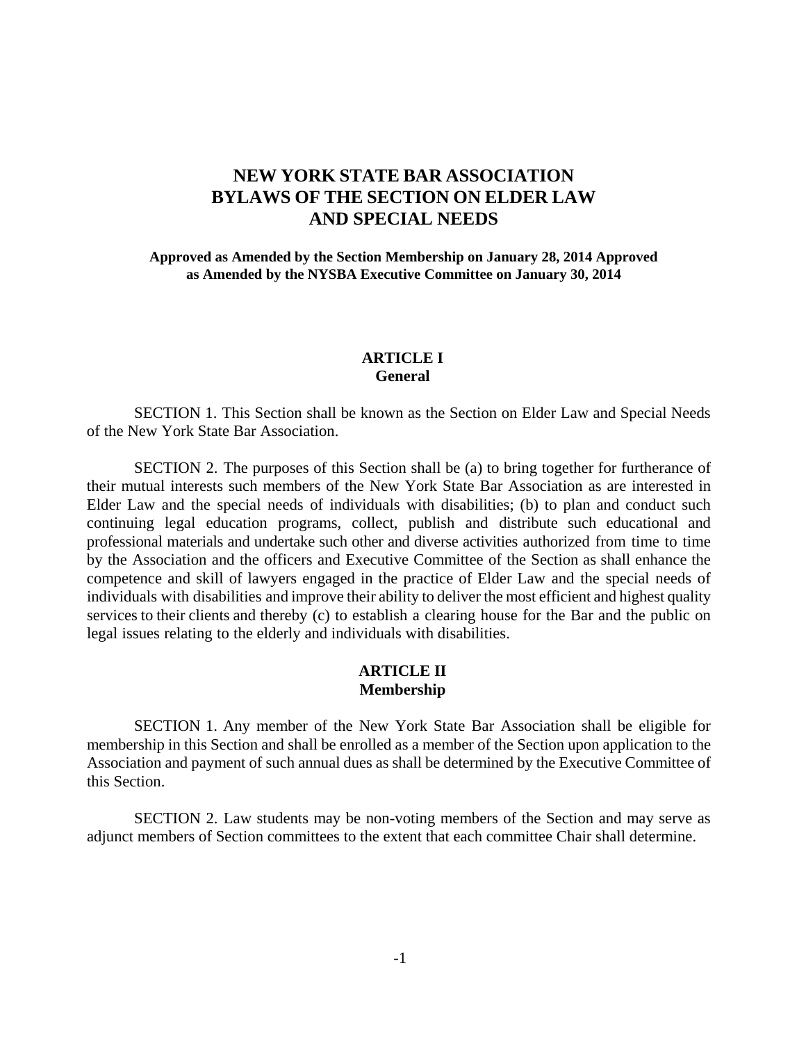# NEW YORK STATE BAR ASSOCIATION BYLAWS OF THE SECTION ON ELDER LAW AND SPECIAL NEEDS

**Approved as Amended by the Section Membership on January 28, 2014 Approved as Amended by the NYSBA Executive Committee on January 30, 2014**

## ARTICLE I
## General

SECTION 1. This Section shall be known as the Section on Elder Law and Special Needs of the New York State Bar Association.

SECTION 2. The purposes of this Section shall be (a) to bring together for furtherance of their mutual interests such members of the New York State Bar Association as are interested in Elder Law and the special needs of individuals with disabilities; (b) to plan and conduct such continuing legal education programs, collect, publish and distribute such educational and professional materials and undertake such other and diverse activities authorized from time to time by the Association and the officers and Executive Committee of the Section as shall enhance the competence and skill of lawyers engaged in the practice of Elder Law and the special needs of individuals with disabilities and improve their ability to deliver the most efficient and highest quality services to their clients and thereby (c) to establish a clearing house for the Bar and the public on legal issues relating to the elderly and individuals with disabilities.

## ARTICLE II
## Membership

SECTION 1. Any member of the New York State Bar Association shall be eligible for membership in this Section and shall be enrolled as a member of the Section upon application to the Association and payment of such annual dues as shall be determined by the Executive Committee of this Section.

SECTION 2. Law students may be non-voting members of the Section and may serve as adjunct members of Section committees to the extent that each committee Chair shall determine.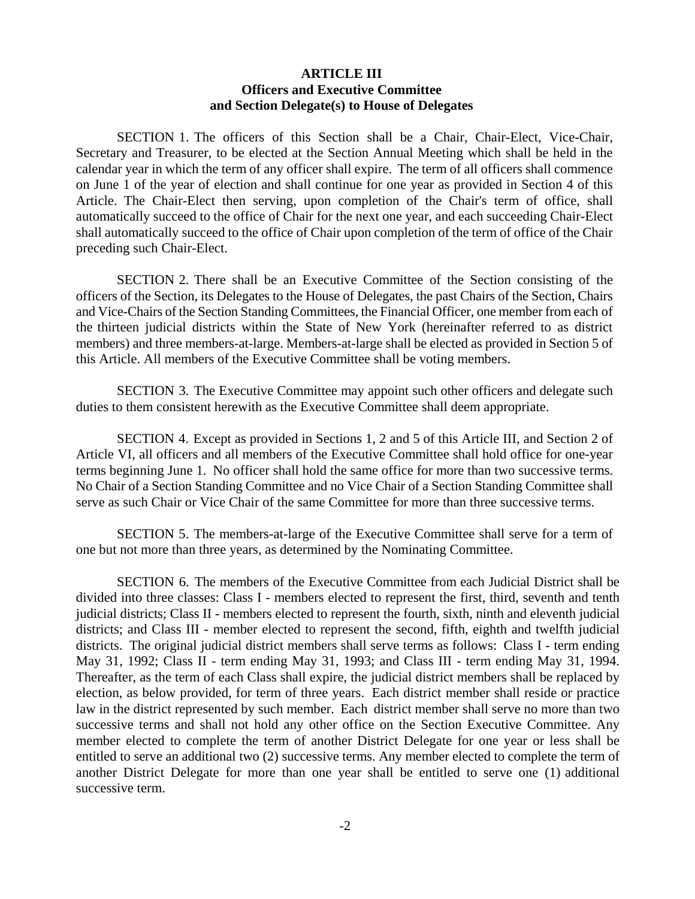## ARTICLE III
## Officers and Executive Committee and Section Delegate(s) to House of Delegates

SECTION 1. The officers of this Section shall be a Chair, Chair-Elect, Vice-Chair, Secretary and Treasurer, to be elected at the Section Annual Meeting which shall be held in the calendar year in which the term of any officer shall expire. The term of all officers shall commence on June 1 of the year of election and shall continue for one year as provided in Section 4 of this Article. The Chair-Elect then serving, upon completion of the Chair's term of office, shall automatically succeed to the office of Chair for the next one year, and each succeeding Chair-Elect shall automatically succeed to the office of Chair upon completion of the term of office of the Chair preceding such Chair-Elect.

SECTION 2. There shall be an Executive Committee of the Section consisting of the officers of the Section, its Delegates to the House of Delegates, the past Chairs of the Section, Chairs and Vice-Chairs of the Section Standing Committees, the Financial Officer, one member from each of the thirteen judicial districts within the State of New York (hereinafter referred to as district members) and three members-at-large. Members-at-large shall be elected as provided in Section 5 of this Article. All members of the Executive Committee shall be voting members.

SECTION 3. The Executive Committee may appoint such other officers and delegate such duties to them consistent herewith as the Executive Committee shall deem appropriate.

SECTION 4. Except as provided in Sections 1, 2 and 5 of this Article III, and Section 2 of Article VI, all officers and all members of the Executive Committee shall hold office for one-year terms beginning June 1. No officer shall hold the same office for more than two successive terms. No Chair of a Section Standing Committee and no Vice Chair of a Section Standing Committee shall serve as such Chair or Vice Chair of the same Committee for more than three successive terms.

SECTION 5. The members-at-large of the Executive Committee shall serve for a term of one but not more than three years, as determined by the Nominating Committee.

SECTION 6. The members of the Executive Committee from each Judicial District shall be divided into three classes: Class I - members elected to represent the first, third, seventh and tenth judicial districts; Class II - members elected to represent the fourth, sixth, ninth and eleventh judicial districts; and Class III - member elected to represent the second, fifth, eighth and twelfth judicial districts. The original judicial district members shall serve terms as follows: Class I - term ending May 31, 1992; Class II - term ending May 31, 1993; and Class III - term ending May 31, 1994. Thereafter, as the term of each Class shall expire, the judicial district members shall be replaced by election, as below provided, for term of three years. Each district member shall reside or practice law in the district represented by such member. Each district member shall serve no more than two successive terms and shall not hold any other office on the Section Executive Committee. Any member elected to complete the term of another District Delegate for one year or less shall be entitled to serve an additional two (2) successive terms. Any member elected to complete the term of another District Delegate for more than one year shall be entitled to serve one (1) additional successive term.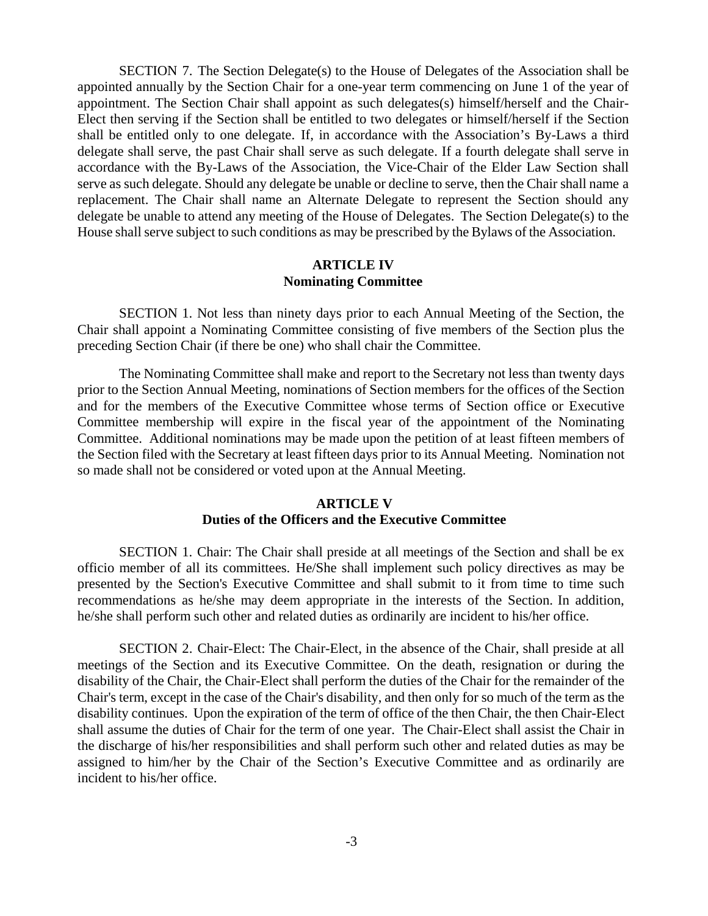SECTION 7. The Section Delegate(s) to the House of Delegates of the Association shall be appointed annually by the Section Chair for a one-year term commencing on June 1 of the year of appointment. The Section Chair shall appoint as such delegates(s) himself/herself and the Chair-Elect then serving if the Section shall be entitled to two delegates or himself/herself if the Section shall be entitled only to one delegate. If, in accordance with the Association's By-Laws a third delegate shall serve, the past Chair shall serve as such delegate. If a fourth delegate shall serve in accordance with the By-Laws of the Association, the Vice-Chair of the Elder Law Section shall serve as such delegate. Should any delegate be unable or decline to serve, then the Chair shall name a replacement. The Chair shall name an Alternate Delegate to represent the Section should any delegate be unable to attend any meeting of the House of Delegates. The Section Delegate(s) to the House shall serve subject to such conditions as may be prescribed by the Bylaws of the Association.

## ARTICLE IV
## Nominating Committee

SECTION 1. Not less than ninety days prior to each Annual Meeting of the Section, the Chair shall appoint a Nominating Committee consisting of five members of the Section plus the preceding Section Chair (if there be one) who shall chair the Committee.

The Nominating Committee shall make and report to the Secretary not less than twenty days prior to the Section Annual Meeting, nominations of Section members for the offices of the Section and for the members of the Executive Committee whose terms of Section office or Executive Committee membership will expire in the fiscal year of the appointment of the Nominating Committee. Additional nominations may be made upon the petition of at least fifteen members of the Section filed with the Secretary at least fifteen days prior to its Annual Meeting. Nomination not so made shall not be considered or voted upon at the Annual Meeting.

## ARTICLE V
## Duties of the Officers and the Executive Committee

SECTION 1. Chair: The Chair shall preside at all meetings of the Section and shall be ex officio member of all its committees. He/She shall implement such policy directives as may be presented by the Section's Executive Committee and shall submit to it from time to time such recommendations as he/she may deem appropriate in the interests of the Section. In addition, he/she shall perform such other and related duties as ordinarily are incident to his/her office.

SECTION 2. Chair-Elect: The Chair-Elect, in the absence of the Chair, shall preside at all meetings of the Section and its Executive Committee. On the death, resignation or during the disability of the Chair, the Chair-Elect shall perform the duties of the Chair for the remainder of the Chair's term, except in the case of the Chair's disability, and then only for so much of the term as the disability continues. Upon the expiration of the term of office of the then Chair, the then Chair-Elect shall assume the duties of Chair for the term of one year. The Chair-Elect shall assist the Chair in the discharge of his/her responsibilities and shall perform such other and related duties as may be assigned to him/her by the Chair of the Section's Executive Committee and as ordinarily are incident to his/her office.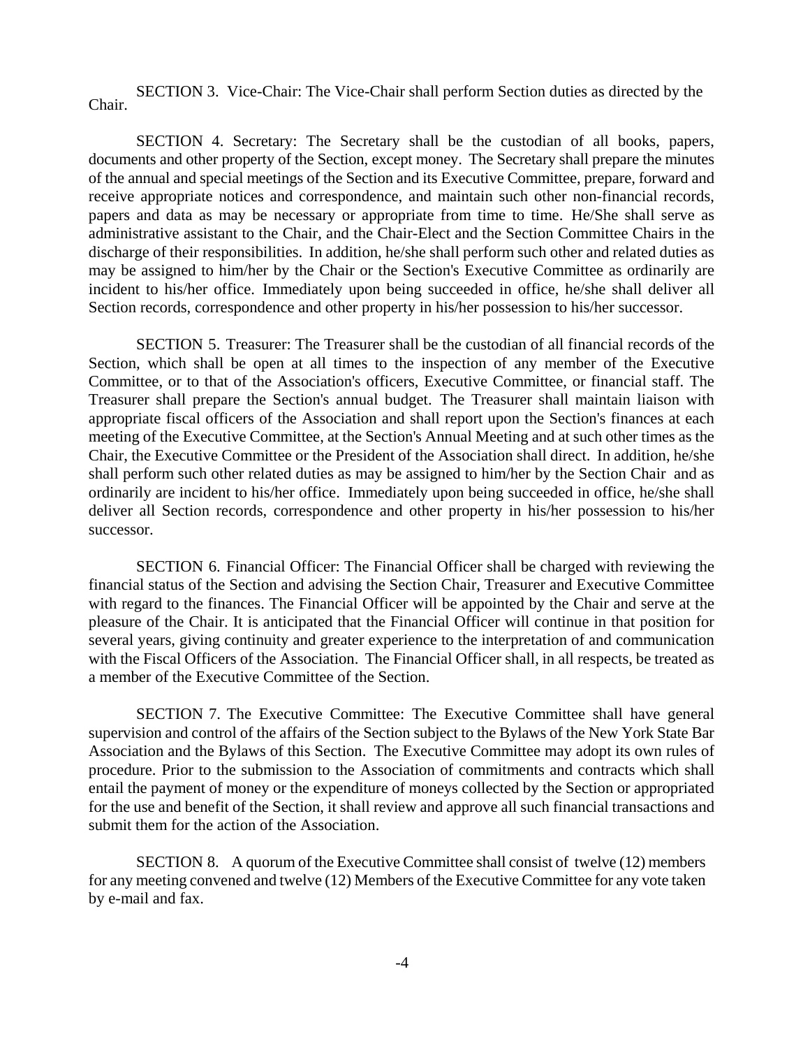SECTION 3. Vice-Chair: The Vice-Chair shall perform Section duties as directed by the Chair.

SECTION 4. Secretary: The Secretary shall be the custodian of all books, papers, documents and other property of the Section, except money. The Secretary shall prepare the minutes of the annual and special meetings of the Section and its Executive Committee, prepare, forward and receive appropriate notices and correspondence, and maintain such other non-financial records, papers and data as may be necessary or appropriate from time to time. He/She shall serve as administrative assistant to the Chair, and the Chair-Elect and the Section Committee Chairs in the discharge of their responsibilities. In addition, he/she shall perform such other and related duties as may be assigned to him/her by the Chair or the Section's Executive Committee as ordinarily are incident to his/her office. Immediately upon being succeeded in office, he/she shall deliver all Section records, correspondence and other property in his/her possession to his/her successor.

SECTION 5. Treasurer: The Treasurer shall be the custodian of all financial records of the Section, which shall be open at all times to the inspection of any member of the Executive Committee, or to that of the Association's officers, Executive Committee, or financial staff. The Treasurer shall prepare the Section's annual budget. The Treasurer shall maintain liaison with appropriate fiscal officers of the Association and shall report upon the Section's finances at each meeting of the Executive Committee, at the Section's Annual Meeting and at such other times as the Chair, the Executive Committee or the President of the Association shall direct. In addition, he/she shall perform such other related duties as may be assigned to him/her by the Section Chair and as ordinarily are incident to his/her office. Immediately upon being succeeded in office, he/she shall deliver all Section records, correspondence and other property in his/her possession to his/her successor.

SECTION 6. Financial Officer: The Financial Officer shall be charged with reviewing the financial status of the Section and advising the Section Chair, Treasurer and Executive Committee with regard to the finances. The Financial Officer will be appointed by the Chair and serve at the pleasure of the Chair. It is anticipated that the Financial Officer will continue in that position for several years, giving continuity and greater experience to the interpretation of and communication with the Fiscal Officers of the Association. The Financial Officer shall, in all respects, be treated as a member of the Executive Committee of the Section.

SECTION 7. The Executive Committee: The Executive Committee shall have general supervision and control of the affairs of the Section subject to the Bylaws of the New York State Bar Association and the Bylaws of this Section. The Executive Committee may adopt its own rules of procedure. Prior to the submission to the Association of commitments and contracts which shall entail the payment of money or the expenditure of moneys collected by the Section or appropriated for the use and benefit of the Section, it shall review and approve all such financial transactions and submit them for the action of the Association.

SECTION 8. A quorum of the Executive Committee shall consist of twelve (12) members for any meeting convened and twelve (12) Members of the Executive Committee for any vote taken by e-mail and fax.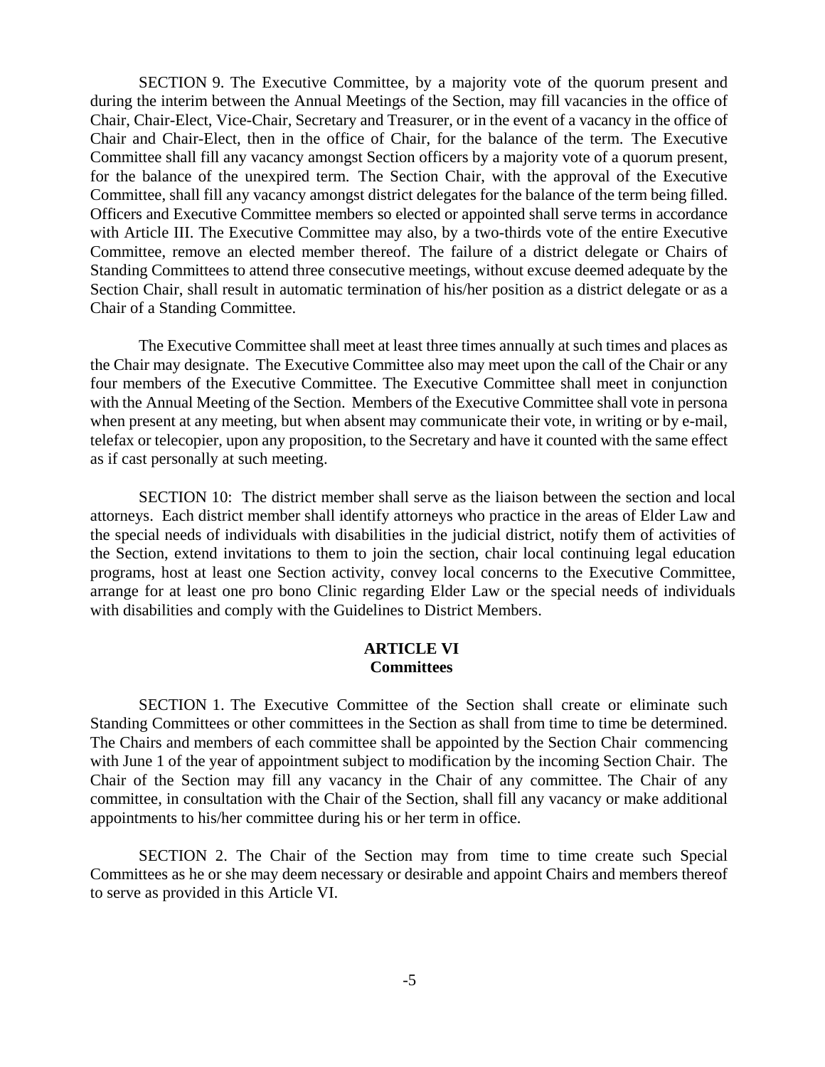SECTION 9. The Executive Committee, by a majority vote of the quorum present and during the interim between the Annual Meetings of the Section, may fill vacancies in the office of Chair, Chair-Elect, Vice-Chair, Secretary and Treasurer, or in the event of a vacancy in the office of Chair and Chair-Elect, then in the office of Chair, for the balance of the term. The Executive Committee shall fill any vacancy amongst Section officers by a majority vote of a quorum present, for the balance of the unexpired term. The Section Chair, with the approval of the Executive Committee, shall fill any vacancy amongst district delegates for the balance of the term being filled. Officers and Executive Committee members so elected or appointed shall serve terms in accordance with Article III. The Executive Committee may also, by a two-thirds vote of the entire Executive Committee, remove an elected member thereof. The failure of a district delegate or Chairs of Standing Committees to attend three consecutive meetings, without excuse deemed adequate by the Section Chair, shall result in automatic termination of his/her position as a district delegate or as a Chair of a Standing Committee.

The Executive Committee shall meet at least three times annually at such times and places as the Chair may designate. The Executive Committee also may meet upon the call of the Chair or any four members of the Executive Committee. The Executive Committee shall meet in conjunction with the Annual Meeting of the Section. Members of the Executive Committee shall vote in persona when present at any meeting, but when absent may communicate their vote, in writing or by e-mail, telefax or telecopier, upon any proposition, to the Secretary and have it counted with the same effect as if cast personally at such meeting.

SECTION 10: The district member shall serve as the liaison between the section and local attorneys. Each district member shall identify attorneys who practice in the areas of Elder Law and the special needs of individuals with disabilities in the judicial district, notify them of activities of the Section, extend invitations to them to join the section, chair local continuing legal education programs, host at least one Section activity, convey local concerns to the Executive Committee, arrange for at least one pro bono Clinic regarding Elder Law or the special needs of individuals with disabilities and comply with the Guidelines to District Members.

## ARTICLE VI
## Committees

SECTION 1. The Executive Committee of the Section shall create or eliminate such Standing Committees or other committees in the Section as shall from time to time be determined. The Chairs and members of each committee shall be appointed by the Section Chair commencing with June 1 of the year of appointment subject to modification by the incoming Section Chair. The Chair of the Section may fill any vacancy in the Chair of any committee. The Chair of any committee, in consultation with the Chair of the Section, shall fill any vacancy or make additional appointments to his/her committee during his or her term in office.

SECTION 2. The Chair of the Section may from time to time create such Special Committees as he or she may deem necessary or desirable and appoint Chairs and members thereof to serve as provided in this Article VI.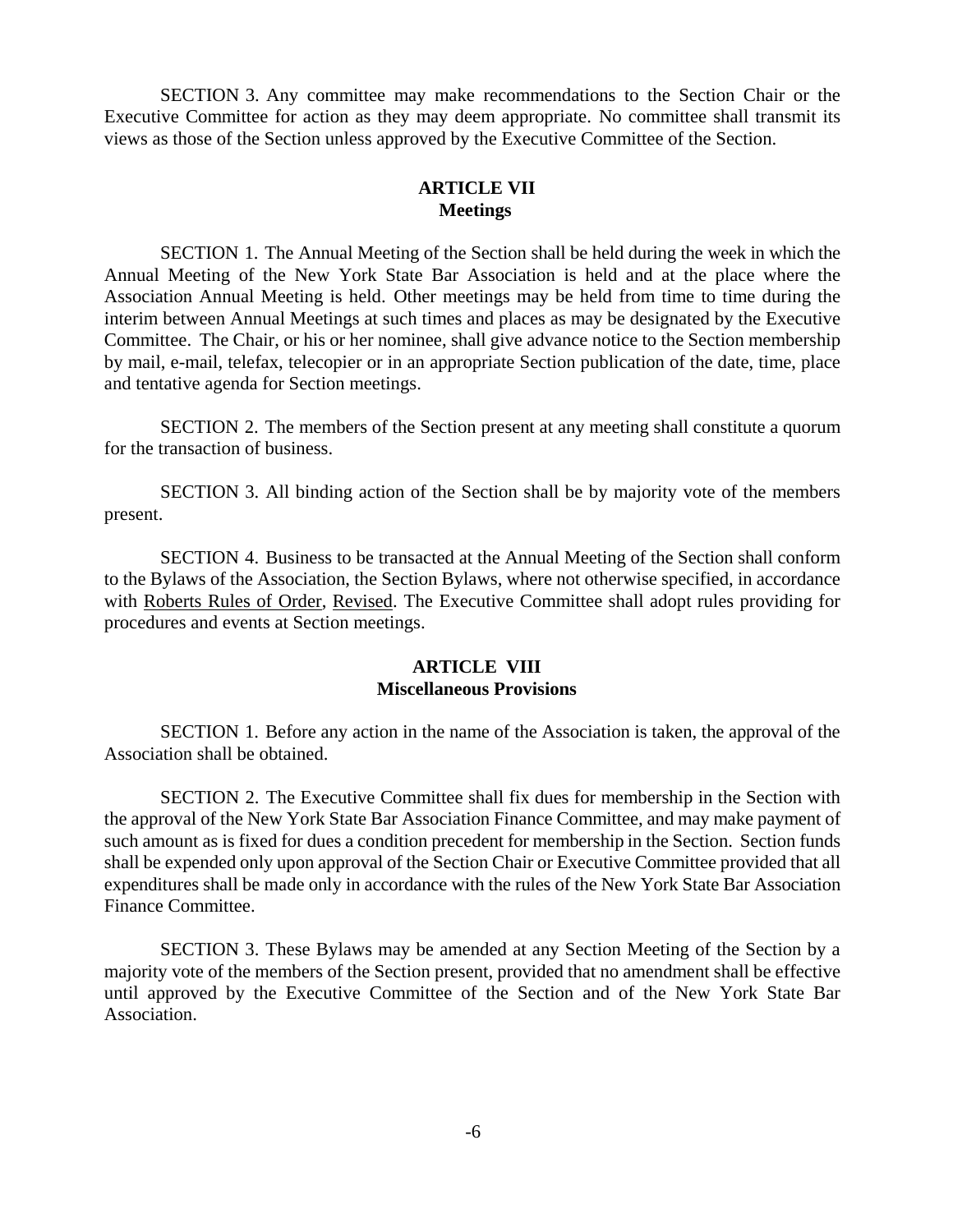SECTION 3. Any committee may make recommendations to the Section Chair or the Executive Committee for action as they may deem appropriate. No committee shall transmit its views as those of the Section unless approved by the Executive Committee of the Section.

## ARTICLE VII
## Meetings

SECTION 1. The Annual Meeting of the Section shall be held during the week in which the Annual Meeting of the New York State Bar Association is held and at the place where the Association Annual Meeting is held. Other meetings may be held from time to time during the interim between Annual Meetings at such times and places as may be designated by the Executive Committee. The Chair, or his or her nominee, shall give advance notice to the Section membership by mail, e-mail, telefax, telecopier or in an appropriate Section publication of the date, time, place and tentative agenda for Section meetings.

SECTION 2. The members of the Section present at any meeting shall constitute a quorum for the transaction of business.

SECTION 3. All binding action of the Section shall be by majority vote of the members present.

SECTION 4. Business to be transacted at the Annual Meeting of the Section shall conform to the Bylaws of the Association, the Section Bylaws, where not otherwise specified, in accordance with Roberts Rules of Order, Revised. The Executive Committee shall adopt rules providing for procedures and events at Section meetings.

## ARTICLE VIII
## Miscellaneous Provisions

SECTION 1. Before any action in the name of the Association is taken, the approval of the Association shall be obtained.

SECTION 2. The Executive Committee shall fix dues for membership in the Section with the approval of the New York State Bar Association Finance Committee, and may make payment of such amount as is fixed for dues a condition precedent for membership in the Section. Section funds shall be expended only upon approval of the Section Chair or Executive Committee provided that all expenditures shall be made only in accordance with the rules of the New York State Bar Association Finance Committee.

SECTION 3. These Bylaws may be amended at any Section Meeting of the Section by a majority vote of the members of the Section present, provided that no amendment shall be effective until approved by the Executive Committee of the Section and of the New York State Bar Association.